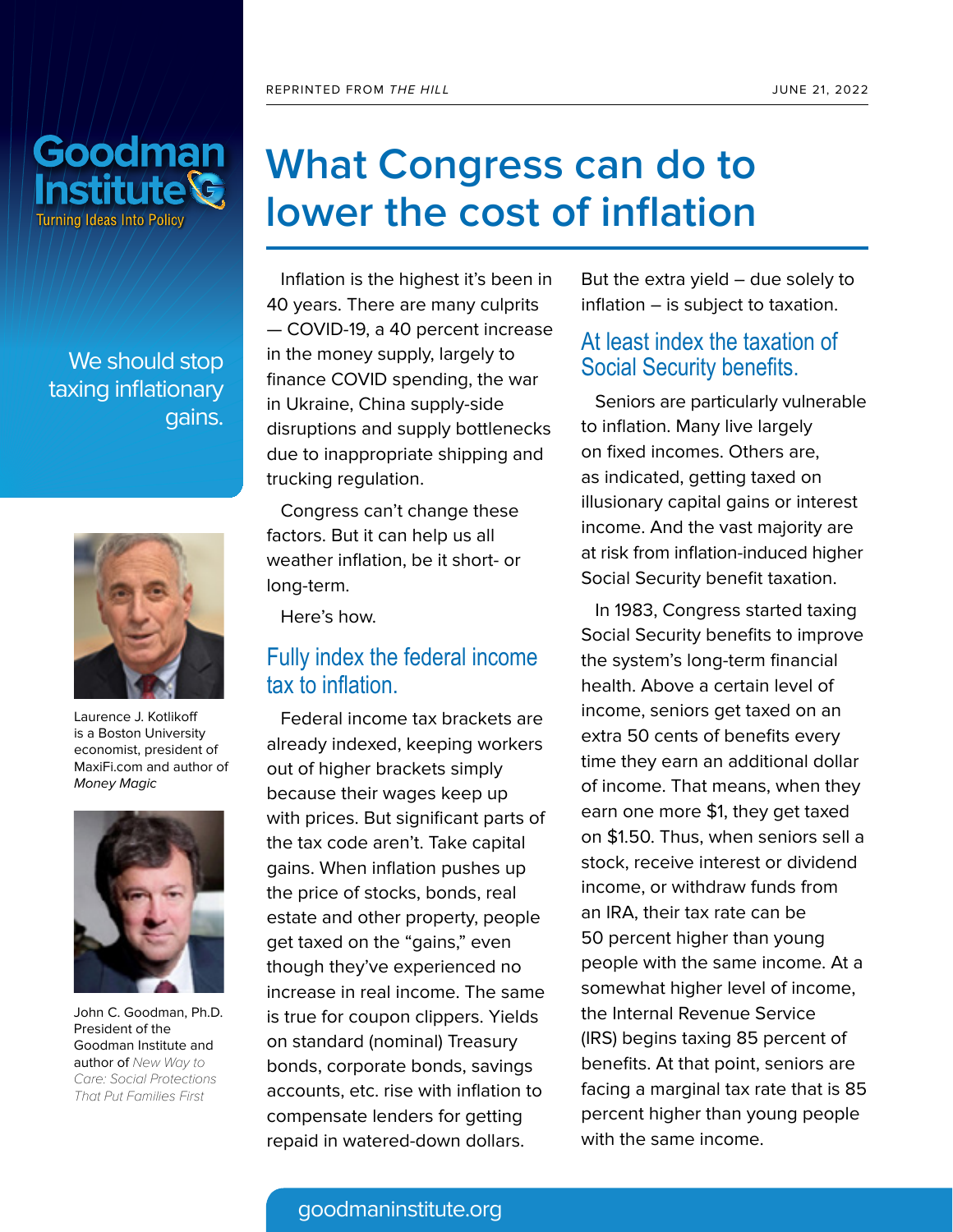REPRINTED FROM *THE HILL* — JUNE 21, 2022

Goodman Institute
Turning Ideas Into Policy

We should stop taxing inflationary gains.

Laurence J. Kotlikoff is a Boston University economist, president of MaxiFi.com and author of *Money Magic*

John C. Goodman, Ph.D. President of the Goodman Institute and author of *New Way to Care: Social Protections That Put Families First*

# What Congress can do to lower the cost of inflation

Inflation is the highest it's been in 40 years. There are many culprits — COVID-19, a 40 percent increase in the money supply, largely to finance COVID spending, the war in Ukraine, China supply-side disruptions and supply bottlenecks due to inappropriate shipping and trucking regulation.

Congress can't change these factors. But it can help us all weather inflation, be it short- or long-term.

Here's how.

## Fully index the federal income tax to inflation.

Federal income tax brackets are already indexed, keeping workers out of higher brackets simply because their wages keep up with prices. But significant parts of the tax code aren't. Take capital gains. When inflation pushes up the price of stocks, bonds, real estate and other property, people get taxed on the "gains," even though they've experienced no increase in real income. The same is true for coupon clippers. Yields on standard (nominal) Treasury bonds, corporate bonds, savings accounts, etc. rise with inflation to compensate lenders for getting repaid in watered-down dollars. But the extra yield – due solely to inflation – is subject to taxation.

## At least index the taxation of Social Security benefits.

Seniors are particularly vulnerable to inflation. Many live largely on fixed incomes. Others are, as indicated, getting taxed on illusionary capital gains or interest income. And the vast majority are at risk from inflation-induced higher Social Security benefit taxation.

In 1983, Congress started taxing Social Security benefits to improve the system's long-term financial health. Above a certain level of income, seniors get taxed on an extra 50 cents of benefits every time they earn an additional dollar of income. That means, when they earn one more $1, they get taxed on $1.50. Thus, when seniors sell a stock, receive interest or dividend income, or withdraw funds from an IRA, their tax rate can be 50 percent higher than young people with the same income. At a somewhat higher level of income, the Internal Revenue Service (IRS) begins taxing 85 percent of benefits. At that point, seniors are facing a marginal tax rate that is 85 percent higher than young people with the same income.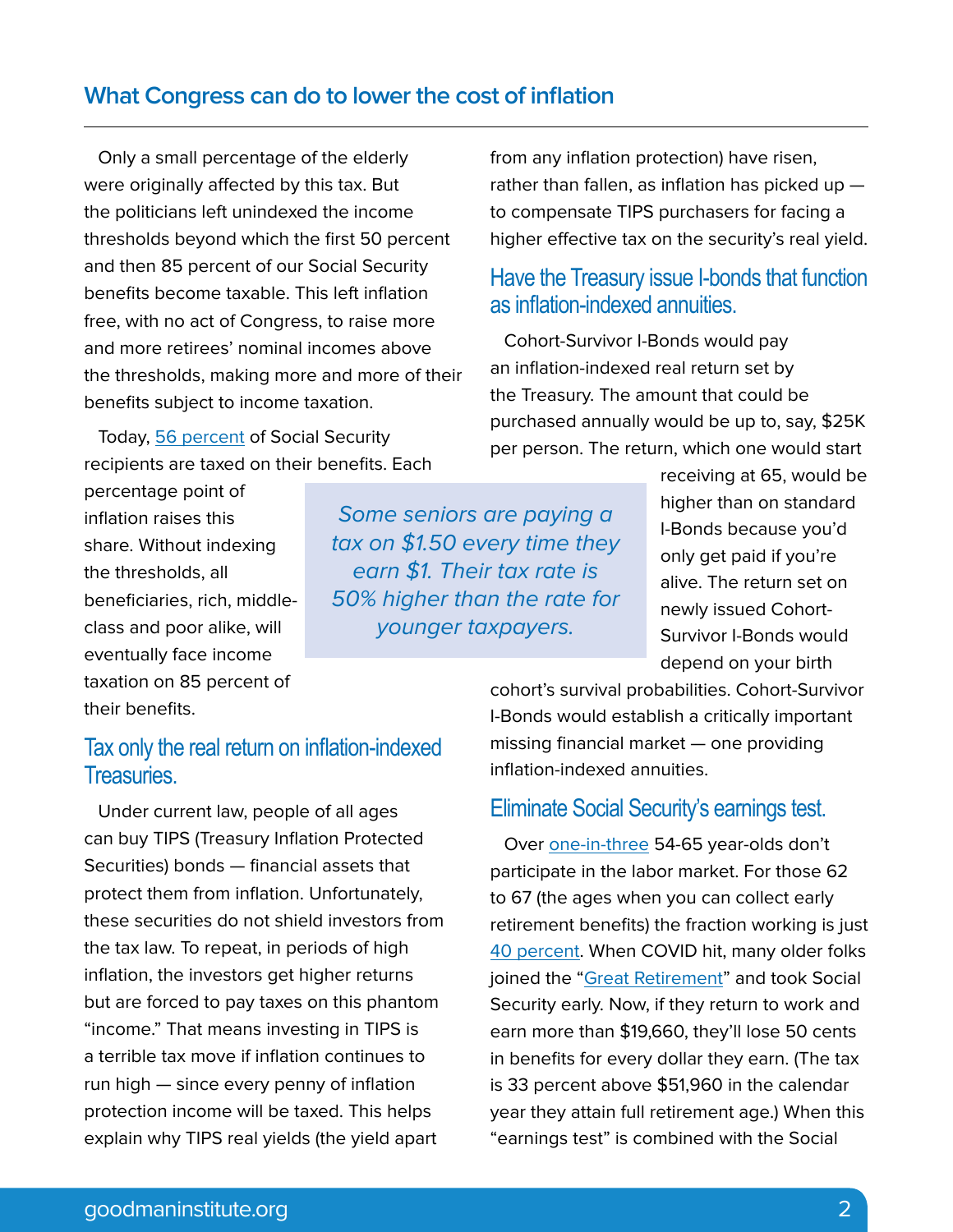## What Congress can do to lower the cost of inflation

Only a small percentage of the elderly were originally affected by this tax. But the politicians left unindexed the income thresholds beyond which the first 50 percent and then 85 percent of our Social Security benefits become taxable. This left inflation free, with no act of Congress, to raise more and more retirees' nominal incomes above the thresholds, making more and more of their benefits subject to income taxation.

Today, 56 percent of Social Security recipients are taxed on their benefits. Each percentage point of inflation raises this share. Without indexing the thresholds, all beneficiaries, rich, middle-class and poor alike, will eventually face income taxation on 85 percent of their benefits.

> *Some seniors are paying a tax on $1.50 every time they earn $1. Their tax rate is 50% higher than the rate for younger taxpayers.*

### Tax only the real return on inflation-indexed Treasuries.

Under current law, people of all ages can buy TIPS (Treasury Inflation Protected Securities) bonds — financial assets that protect them from inflation. Unfortunately, these securities do not shield investors from the tax law. To repeat, in periods of high inflation, the investors get higher returns but are forced to pay taxes on this phantom "income." That means investing in TIPS is a terrible tax move if inflation continues to run high — since every penny of inflation protection income will be taxed. This helps explain why TIPS real yields (the yield apart from any inflation protection) have risen, rather than fallen, as inflation has picked up — to compensate TIPS purchasers for facing a higher effective tax on the security's real yield.

### Have the Treasury issue I-bonds that function as inflation-indexed annuities.

Cohort-Survivor I-Bonds would pay an inflation-indexed real return set by the Treasury. The amount that could be purchased annually would be up to, say, $25K per person. The return, which one would start receiving at 65, would be higher than on standard I-Bonds because you'd only get paid if you're alive. The return set on newly issued Cohort-Survivor I-Bonds would depend on your birth cohort's survival probabilities. Cohort-Survivor I-Bonds would establish a critically important missing financial market — one providing inflation-indexed annuities.

### Eliminate Social Security's earnings test.

Over one-in-three 54-65 year-olds don't participate in the labor market. For those 62 to 67 (the ages when you can collect early retirement benefits) the fraction working is just 40 percent. When COVID hit, many older folks joined the "Great Retirement" and took Social Security early. Now, if they return to work and earn more than $19,660, they'll lose 50 cents in benefits for every dollar they earn. (The tax is 33 percent above $51,960 in the calendar year they attain full retirement age.) When this "earnings test" is combined with the Social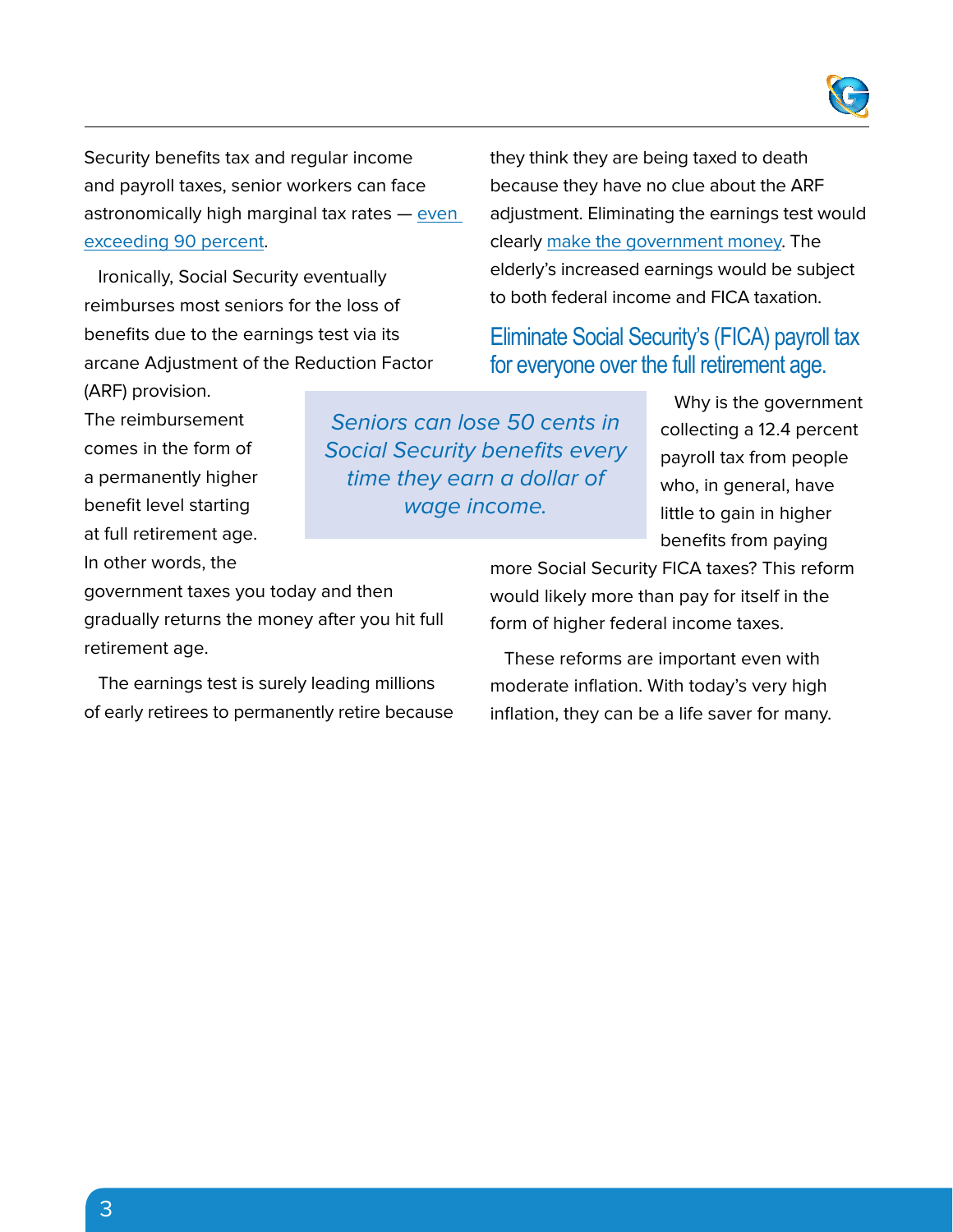Security benefits tax and regular income and payroll taxes, senior workers can face astronomically high marginal tax rates — [even exceeding 90 percent](even exceeding 90 percent).

Ironically, Social Security eventually reimburses most seniors for the loss of benefits due to the earnings test via its arcane Adjustment of the Reduction Factor (ARF) provision. The reimbursement comes in the form of a permanently higher benefit level starting at full retirement age. In other words, the government taxes you today and then gradually returns the money after you hit full retirement age.

*Seniors can lose 50 cents in Social Security benefits every time they earn a dollar of wage income.*

The earnings test is surely leading millions of early retirees to permanently retire because they think they are being taxed to death because they have no clue about the ARF adjustment. Eliminating the earnings test would clearly make the government money. The elderly's increased earnings would be subject to both federal income and FICA taxation.

## Eliminate Social Security's (FICA) payroll tax for everyone over the full retirement age.

Why is the government collecting a 12.4 percent payroll tax from people who, in general, have little to gain in higher benefits from paying more Social Security FICA taxes? This reform would likely more than pay for itself in the form of higher federal income taxes.

These reforms are important even with moderate inflation. With today's very high inflation, they can be a life saver for many.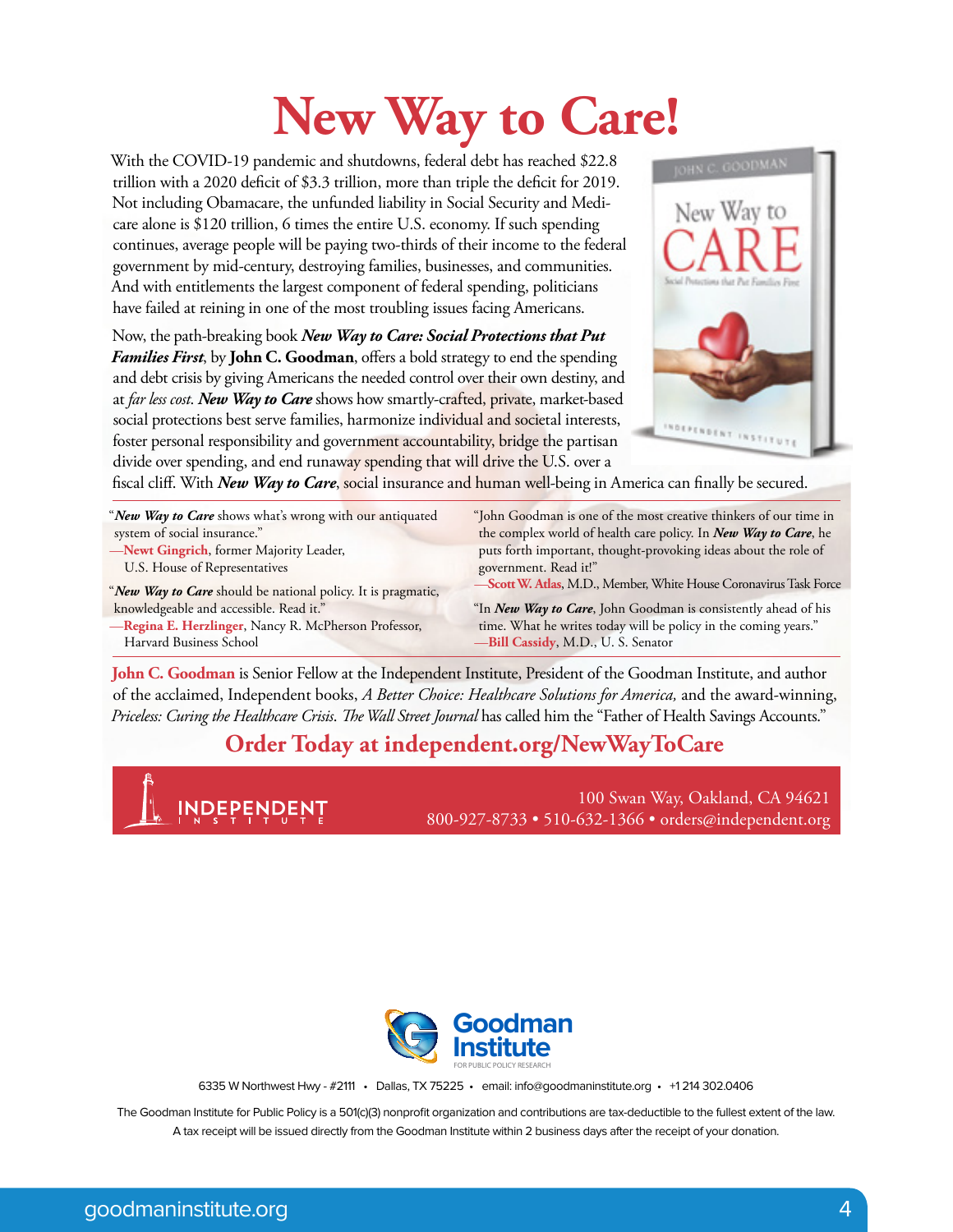# New Way to Care!

With the COVID-19 pandemic and shutdowns, federal debt has reached $22.8 trillion with a 2020 deficit of $3.3 trillion, more than triple the deficit for 2019. Not including Obamacare, the unfunded liability in Social Security and Medicare alone is $120 trillion, 6 times the entire U.S. economy. If such spending continues, average people will be paying two-thirds of their income to the federal government by mid-century, destroying families, businesses, and communities. And with entitlements the largest component of federal spending, politicians have failed at reining in one of the most troubling issues facing Americans.

Now, the path-breaking book ***New Way to Care: Social Protections that Put Families First***, by **John C. Goodman**, offers a bold strategy to end the spending and debt crisis by giving Americans the needed control over their own destiny, and at *far less cost*. ***New Way to Care*** shows how smartly-crafted, private, market-based social protections best serve families, harmonize individual and societal interests, foster personal responsibility and government accountability, bridge the partisan divide over spending, and end runaway spending that will drive the U.S. over a fiscal cliff. With ***New Way to Care***, social insurance and human well-being in America can finally be secured.

"***New Way to Care*** shows what's wrong with our antiquated system of social insurance."
—**Newt Gingrich**, former Majority Leader, U.S. House of Representatives

"***New Way to Care*** should be national policy. It is pragmatic, knowledgeable and accessible. Read it."
—**Regina E. Herzlinger**, Nancy R. McPherson Professor, Harvard Business School

"John Goodman is one of the most creative thinkers of our time in the complex world of health care policy. In ***New Way to Care***, he puts forth important, thought-provoking ideas about the role of government. Read it!"
—**Scott W. Atlas**, M.D., Member, White House Coronavirus Task Force

"In ***New Way to Care***, John Goodman is consistently ahead of his time. What he writes today will be policy in the coming years."
—**Bill Cassidy**, M.D., U. S. Senator

**John C. Goodman** is Senior Fellow at the Independent Institute, President of the Goodman Institute, and author of the acclaimed, Independent books, *A Better Choice: Healthcare Solutions for America,* and the award-winning, *Priceless: Curing the Healthcare Crisis. The Wall Street Journal* has called him the "Father of Health Savings Accounts."

**Order Today at independent.org/NewWayToCare**

INDEPENDENT INSTITUTE

100 Swan Way, Oakland, CA 94621
800-927-8733 • 510-632-1366 • orders@independent.org

Goodman Institute
FOR PUBLIC POLICY RESEARCH

6335 W Northwest Hwy - #2111 • Dallas, TX 75225 • email: info@goodmaninstitute.org • +1 214 302.0406

The Goodman Institute for Public Policy is a 501(c)(3) nonprofit organization and contributions are tax-deductible to the fullest extent of the law. A tax receipt will be issued directly from the Goodman Institute within 2 business days after the receipt of your donation.